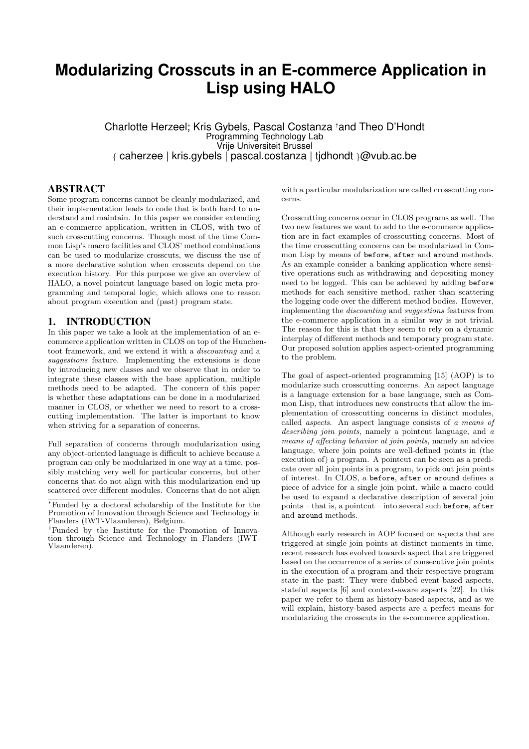# Modularizing Crosscuts in an E-commerce Application in Lisp using HALO

Charlotte Herzeel[*], Kris Gybels, Pascal Costanza [†] and Theo D'Hondt
Programming Technology Lab
Vrije Universiteit Brussel
{ caherzee | kris.gybels | pascal.costanza | tjdhondt }@vub.ac.be

## ABSTRACT

Some program concerns cannot be cleanly modularized, and their implementation leads to code that is both hard to understand and maintain. In this paper we consider extending an e-commerce application, written in CLOS, with two of such crosscutting concerns. Though most of the time Common Lisp's macro facilities and CLOS' method combinations can be used to modularize crosscuts, we discuss the use of a more declarative solution when crosscuts depend on the execution history. For this purpose we give an overview of HALO, a novel pointcut language based on logic meta programming and temporal logic, which allows one to reason about program execution and (past) program state.

## 1. INTRODUCTION

In this paper we take a look at the implementation of an e-commerce application written in CLOS on top of the Hunchentoot framework, and we extend it with a *discounting* and a *suggestions* feature. Implementing the extensions is done by introducing new classes and we observe that in order to integrate these classes with the base application, multiple methods need to be adapted. The concern of this paper is whether these adaptations can be done in a modularized manner in CLOS, or whether we need to resort to a crosscutting implementation. The latter is important to know when striving for a separation of concerns.

Full separation of concerns through modularization using any object-oriented language is difficult to achieve because a program can only be modularized in one way at a time, possibly matching very well for particular concerns, but other concerns that do not align with this modularization end up scattered over different modules. Concerns that do not align with a particular modularization are called crosscutting concerns.

Crosscutting concerns occur in CLOS programs as well. The two new features we want to add to the e-commerce application are in fact examples of crosscutting concerns. Most of the time crosscutting concerns can be modularized in Common Lisp by means of `before`, `after` and `around` methods. As an example consider a banking application where sensitive operations such as withdrawing and depositing money need to be logged. This can be achieved by adding `before` methods for each sensitive method, rather than scattering the logging code over the different method bodies. However, implementing the *discounting* and *suggestions* features from the e-commerce application in a similar way is not trivial. The reason for this is that they seem to rely on a dynamic interplay of different methods and temporary program state. Our proposed solution applies aspect-oriented programming to the problem.

The goal of aspect-oriented programming [15] (AOP) is to modularize such crosscutting concerns. An aspect language is a language extension for a base language, such as Common Lisp, that introduces new constructs that allow the implementation of crosscutting concerns in distinct modules, called *aspects*. An aspect language consists of *a means of describing join points*, namely a pointcut language, and *a means of affecting behavior at join points*, namely an advice language, where join points are well-defined points in (the execution of) a program. A pointcut can be seen as a predicate over all join points in a program, to pick out join points of interest. In CLOS, a `before`, `after` or `around` defines a piece of advice for a single join point, while a macro could be used to expand a declarative description of several join points – that is, a pointcut – into several such `before`, `after` and `around` methods.

Although early research in AOP focused on aspects that are triggered at single join points at distinct moments in time, recent research has evolved towards aspect that are triggered based on the occurrence of a series of consecutive join points in the execution of a program and their respective program state in the past: They were dubbed event-based aspects, stateful aspects [6] and context-aware aspects [22]. In this paper we refer to them as history-based aspects, and as we will explain, history-based aspects are a perfect means for modularizing the crosscuts in the e-commerce application.

[*]Funded by a doctoral scholarship of the Institute for the Promotion of Innovation through Science and Technology in Flanders (IWT-Vlaanderen), Belgium.

[†]Funded by the Institute for the Promotion of Innovation through Science and Technology in Flanders (IWT-Vlaanderen).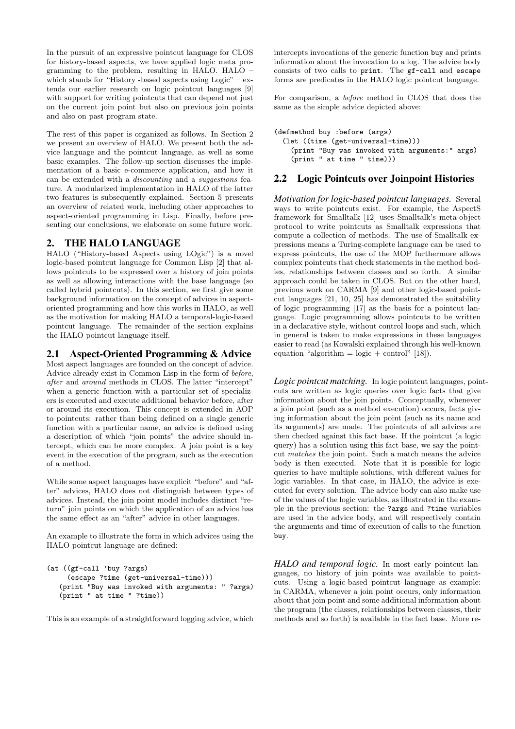In the pursuit of an expressive pointcut language for CLOS for history-based aspects, we have applied logic meta programming to the problem, resulting in HALO. HALO – which stands for "History -based aspects using Logic" – extends our earlier research on logic pointcut languages [9] with support for writing pointcuts that can depend not just on the current join point but also on previous join points and also on past program state.

The rest of this paper is organized as follows. In Section 2 we present an overview of HALO. We present both the advice language and the pointcut language, as well as some basic examples. The follow-up section discusses the implementation of a basic e-commerce application, and how it can be extended with a *discounting* and a *suggestions* feature. A modularized implementation in HALO of the latter two features is subsequently explained. Section 5 presents an overview of related work, including other approaches to aspect-oriented programming in Lisp. Finally, before presenting our conclusions, we elaborate on some future work.

## 2. THE HALO LANGUAGE

HALO ("History-based Aspects using LOgic") is a novel logic-based pointcut language for Common Lisp [2] that allows pointcuts to be expressed over a history of join points as well as allowing interactions with the base language (so called hybrid pointcuts). In this section, we first give some background information on the concept of advices in aspect-oriented programming and how this works in HALO, as well as the motivation for making HALO a temporal-logic-based pointcut language. The remainder of the section explains the HALO pointcut language itself.

### 2.1 Aspect-Oriented Programming & Advice

Most aspect languages are founded on the concept of advice. Advice already exist in Common Lisp in the form of *before*, *after* and *around* methods in CLOS. The latter "intercept" when a generic function with a particular set of specializers is executed and execute additional behavior before, after or around its execution. This concept is extended in AOP to pointcuts: rather than being defined on a single generic function with a particular name, an advice is defined using a description of which "join points" the advice should intercept, which can be more complex. A join point is a key event in the execution of the program, such as the execution of a method.

While some aspect languages have explicit "before" and "after" advices, HALO does not distinguish between types of advices. Instead, the join point model includes distinct "return" join points on which the application of an advice has the same effect as an "after" advice in other languages.

An example to illustrate the form in which advices using the HALO pointcut language are defined:

```
(at ((gf-call 'buy ?args)
     (escape ?time (get-universal-time)))
   (print "Buy was invoked with arguments: " ?args)
   (print " at time " ?time))
```

This is an example of a straightforward logging advice, which intercepts invocations of the generic function `buy` and prints information about the invocation to a log. The advice body consists of two calls to `print`. The `gf-call` and `escape` forms are predicates in the HALO logic pointcut language.

For comparison, a *before* method in CLOS that does the same as the simple advice depicted above:

```
(defmethod buy :before (args)
  (let ((time (get-universal-time)))
    (print "Buy was invoked with arguments:" args)
    (print " at time " time)))
```

### 2.2 Logic Pointcuts over Joinpoint Histories

***Motivation for logic-based pointcut languages.*** Several ways to write pointcuts exist. For example, the AspectS framework for Smalltalk [12] uses Smalltalk's meta-object protocol to write pointcuts as Smalltalk expressions that compute a collection of methods. The use of Smalltalk expressions means a Turing-complete language can be used to express pointcuts, the use of the MOP furthermore allows complex pointcuts that check statements in the method bodies, relationships between classes and so forth. A similar approach could be taken in CLOS. But on the other hand, previous work on CARMA [9] and other logic-based pointcut languages [21, 10, 25] has demonstrated the suitability of logic programming [17] as the basis for a pointcut language. Logic programming allows pointcuts to be written in a declarative style, without control loops and such, which in general is taken to make expressions in these languages easier to read (as Kowalski explained through his well-known equation "algorithm = logic + control" [18]).

***Logic pointcut matching.*** In logic pointcut languages, pointcuts are written as logic queries over logic facts that give information about the join points. Conceptually, whenever a join point (such as a method execution) occurs, facts giving information about the join point (such as its name and its arguments) are made. The pointcuts of all advices are then checked against this fact base. If the pointcut (a logic query) has a solution using this fact base, we say the pointcut *matches* the join point. Such a match means the advice body is then executed. Note that it is possible for logic queries to have multiple solutions, with different values for logic variables. In that case, in HALO, the advice is executed for every solution. The advice body can also make use of the values of the logic variables, as illustrated in the example in the previous section: the `?args` and `?time` variables are used in the advice body, and will respectively contain the arguments and time of execution of calls to the function `buy`.

***HALO and temporal logic.*** In most early pointcut languages, no history of join points was available to pointcuts. Using a logic-based pointcut language as example: in CARMA, whenever a join point occurs, only information about that join point and some additional information about the program (the classes, relationships between classes, their methods and so forth) is available in the fact base. More re-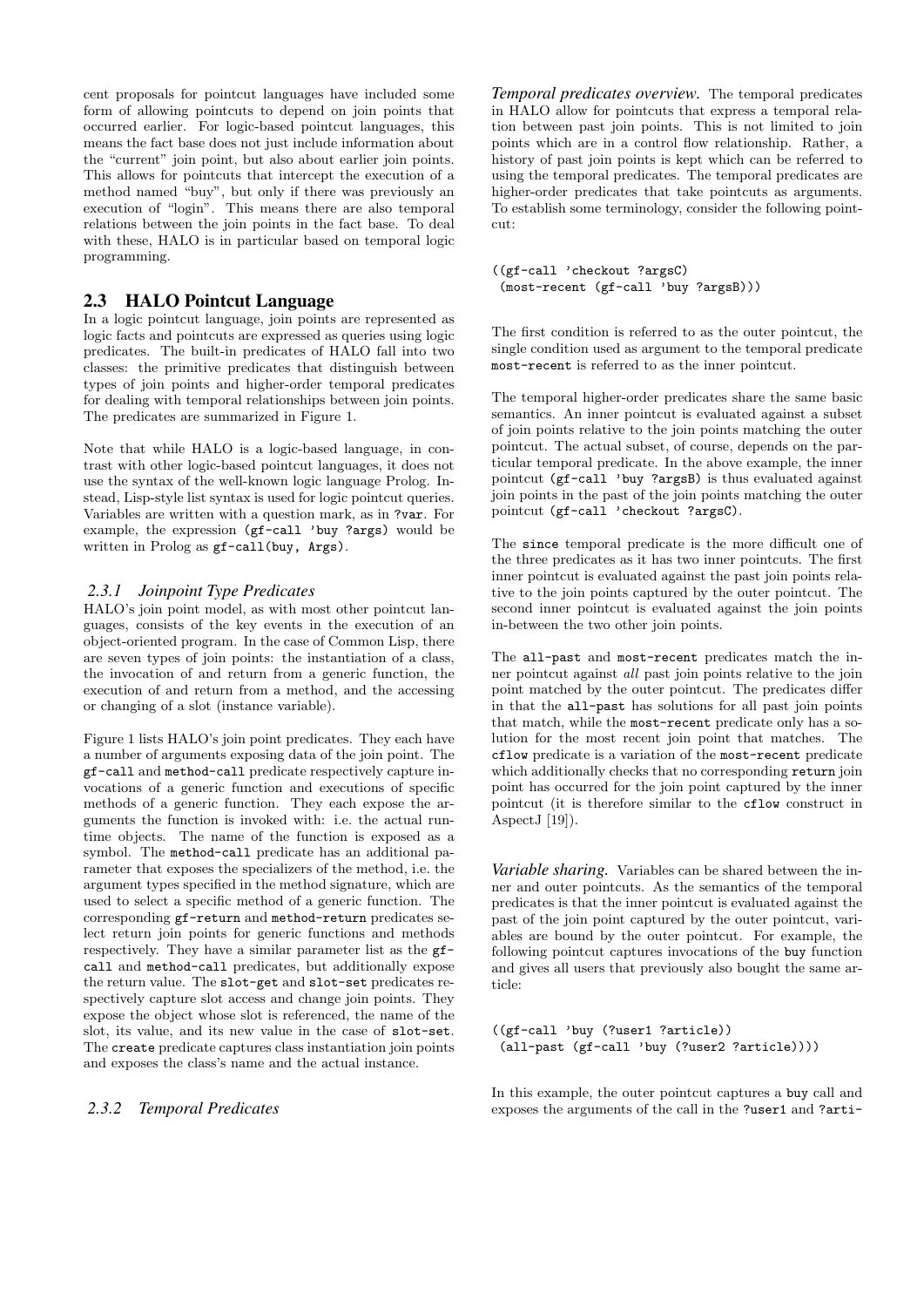cent proposals for pointcut languages have included some form of allowing pointcuts to depend on join points that occurred earlier. For logic-based pointcut languages, this means the fact base does not just include information about the "current" join point, but also about earlier join points. This allows for pointcuts that intercept the execution of a method named "buy", but only if there was previously an execution of "login". This means there are also temporal relations between the join points in the fact base. To deal with these, HALO is in particular based on temporal logic programming.

## 2.3 HALO Pointcut Language

In a logic pointcut language, join points are represented as logic facts and pointcuts are expressed as queries using logic predicates. The built-in predicates of HALO fall into two classes: the primitive predicates that distinguish between types of join points and higher-order temporal predicates for dealing with temporal relationships between join points. The predicates are summarized in Figure 1.

Note that while HALO is a logic-based language, in contrast with other logic-based pointcut languages, it does not use the syntax of the well-known logic language Prolog. Instead, Lisp-style list syntax is used for logic pointcut queries. Variables are written with a question mark, as in `?var`. For example, the expression `(gf-call 'buy ?args)` would be written in Prolog as `gf-call(buy, Args)`.

### 2.3.1 Joinpoint Type Predicates

HALO's join point model, as with most other pointcut languages, consists of the key events in the execution of an object-oriented program. In the case of Common Lisp, there are seven types of join points: the instantiation of a class, the invocation of and return from a generic function, the execution of and return from a method, and the accessing or changing of a slot (instance variable).

Figure 1 lists HALO's join point predicates. They each have a number of arguments exposing data of the join point. The `gf-call` and `method-call` predicate respectively capture invocations of a generic function and executions of specific methods of a generic function. They each expose the arguments the function is invoked with: i.e. the actual runtime objects. The name of the function is exposed as a symbol. The `method-call` predicate has an additional parameter that exposes the specializers of the method, i.e. the argument types specified in the method signature, which are used to select a specific method of a generic function. The corresponding `gf-return` and `method-return` predicates select return join points for generic functions and methods respectively. They have a similar parameter list as the `gf-call` and `method-call` predicates, but additionally expose the return value. The `slot-get` and `slot-set` predicates respectively capture slot access and change join points. They expose the object whose slot is referenced, the name of the slot, its value, and its new value in the case of `slot-set`. The `create` predicate captures class instantiation join points and exposes the class's name and the actual instance.

### 2.3.2 Temporal Predicates

***Temporal predicates overview.*** The temporal predicates in HALO allow for pointcuts that express a temporal relation between past join points. This is not limited to join points which are in a control flow relationship. Rather, a history of past join points is kept which can be referred to using the temporal predicates. The temporal predicates are higher-order predicates that take pointcuts as arguments. To establish some terminology, consider the following pointcut:

```
((gf-call 'checkout ?argsC)
 (most-recent (gf-call 'buy ?argsB)))
```

The first condition is referred to as the outer pointcut, the single condition used as argument to the temporal predicate `most-recent` is referred to as the inner pointcut.

The temporal higher-order predicates share the same basic semantics. An inner pointcut is evaluated against a subset of join points relative to the join points matching the outer pointcut. The actual subset, of course, depends on the particular temporal predicate. In the above example, the inner pointcut `(gf-call 'buy ?argsB)` is thus evaluated against join points in the past of the join points matching the outer pointcut `(gf-call 'checkout ?argsC)`.

The `since` temporal predicate is the more difficult one of the three predicates as it has two inner pointcuts. The first inner pointcut is evaluated against the past join points relative to the join points captured by the outer pointcut. The second inner pointcut is evaluated against the join points in-between the two other join points.

The `all-past` and `most-recent` predicates match the inner pointcut against *all* past join points relative to the join point matched by the outer pointcut. The predicates differ in that the `all-past` has solutions for all past join points that match, while the `most-recent` predicate only has a solution for the most recent join point that matches. The `cflow` predicate is a variation of the `most-recent` predicate which additionally checks that no corresponding `return` join point has occurred for the join point captured by the inner pointcut (it is therefore similar to the `cflow` construct in AspectJ [19]).

***Variable sharing.*** Variables can be shared between the inner and outer pointcuts. As the semantics of the temporal predicates is that the inner pointcut is evaluated against the past of the join point captured by the outer pointcut, variables are bound by the outer pointcut. For example, the following pointcut captures invocations of the `buy` function and gives all users that previously also bought the same article:

```
((gf-call 'buy (?user1 ?article))
 (all-past (gf-call 'buy (?user2 ?article))))
```

In this example, the outer pointcut captures a `buy` call and exposes the arguments of the call in the `?user1` and `?arti-`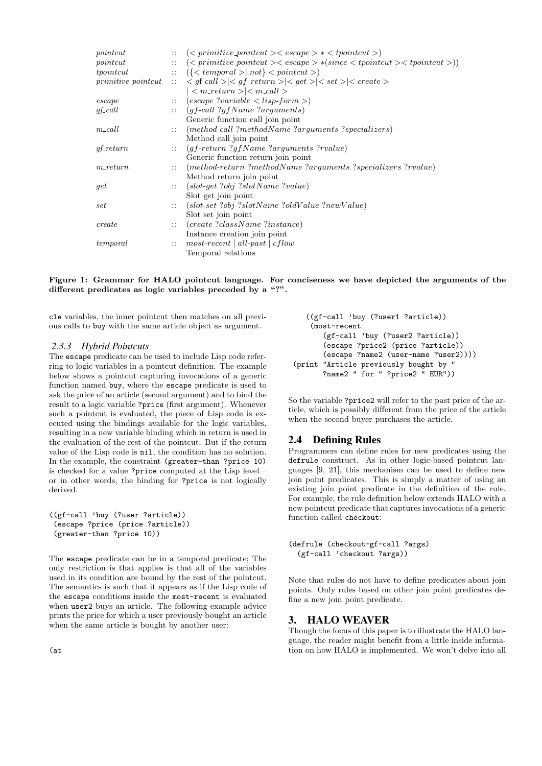| | | |
|---|---|---|
| *pointcut* | :: | (< *primitive_pointcut* >< *escape* > ∗ < *tpointcut* >) |
| *pointcut* | :: | (< *primitive_pointcut* >< *escape* > ∗(*since* < *tpointcut* >< *tpointcut* >)) |
| *tpointcut* | :: | ({< *temporal* >\| *not*} < *pointcut* >) |
| *primitive_pointcut* | :: | < *gf_call* >\|< *gf_return* >\|< *get* >\|< *set* >\|< *create* > |
| | | \| < *m_return* >\|< *m_call* > |
| *escape* | :: | (*escape* ?*variable* < *lisp-form* >) |
| *gf_call* | :: | (*gf-call* ?*gfName* ?*arguments*) |
| | | Generic function call join point |
| *m_call* | :: | (*method-call* ?*methodName* ?*arguments* ?*specializers*) |
| | | Method call join point |
| *gf_return* | :: | (*gf-return* ?*gfName* ?*arguments* ?*rvalue*) |
| | | Generic function return join point |
| *m_return* | :: | (*method-return* ?*methodName* ?*arguments* ?*specializers* ?*rvalue*) |
| | | Method return join point |
| *get* | :: | (*slot-get* ?*obj* ?*slotName* ?*value*) |
| | | Slot get join point |
| *set* | :: | (*slot-set* ?*obj* ?*slotName* ?*oldValue* ?*newValue*) |
| | | Slot set join point |
| *create* | :: | (*create* ?*className* ?*instance*) |
| | | Instance creation join point |
| *temporal* | :: | *most-recent* \| *all-past* \| *cflow* |
| | | Temporal relations |

**Figure 1: Grammar for HALO pointcut language. For conciseness we have depicted the arguments of the different predicates as logic variables preceded by a "?".**

cle variables, the inner pointcut then matches on all previous calls to buy with the same article object as argument.

### 2.3.3 Hybrid Pointcuts

The escape predicate can be used to include Lisp code referring to logic variables in a pointcut definition. The example below shows a pointcut capturing invocations of a generic function named buy, where the escape predicate is used to ask the price of an article (second argument) and to bind the result to a logic variable ?price (first argument). Whenever such a pointcut is evaluated, the piece of Lisp code is executed using the bindings available for the logic variables, resulting in a new variable binding which in return is used in the evaluation of the rest of the pointcut. But if the return value of the Lisp code is nil, the condition has no solution. In the example, the constraint (greater-than ?price 10) is checked for a value ?price computed at the Lisp level – or in other words, the binding for ?price is not logically derived.

```
((gf-call 'buy (?user ?article))
 (escape ?price (price ?article))
 (greater-than ?price 10))
```

The escape predicate can be in a temporal predicate; The only restriction is that applies is that all of the variables used in its condition are bound by the rest of the pointcut. The semantics is such that it appears as if the Lisp code of the escape conditions inside the most-recent is evaluated when user2 buys an article. The following example advice prints the price for which a user previously bought an article when the same article is bought by another user:

```
(at
   ((gf-call 'buy (?user1 ?article))
    (most-recent
       (gf-call 'buy (?user2 ?article))
       (escape ?price2 (price ?article))
       (escape ?name2 (user-name ?user2))))
 (print "Article previously bought by "
       ?name2 " for " ?price2 " EUR"))
```

So the variable ?price2 will refer to the past price of the article, which is possibly different from the price of the article when the second buyer purchases the article.

## 2.4 Defining Rules

Programmers can define rules for new predicates using the defrule construct. As in other logic-based pointcut languages [9, 21], this mechanism can be used to define new join point predicates. This is simply a matter of using an existing join point predicate in the definition of the rule. For example, the rule definition below extends HALO with a new pointcut predicate that captures invocations of a generic function called checkout:

```
(defrule (checkout-gf-call ?args)
  (gf-call 'checkout ?args))
```

Note that rules do not have to define predicates about join points. Only rules based on other join point predicates define a new join point predicate.

# 3. HALO WEAVER

Though the focus of this paper is to illustrate the HALO language, the reader might benefit from a little inside information on how HALO is implemented. We won't delve into all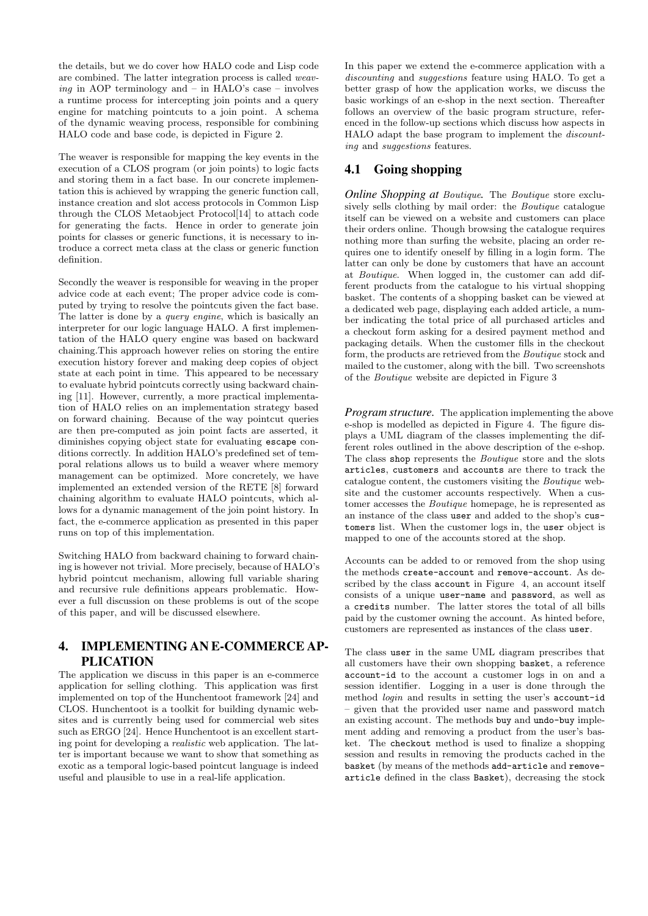the details, but we do cover how HALO code and Lisp code are combined. The latter integration process is called *weaving* in AOP terminology and – in HALO's case – involves a runtime process for intercepting join points and a query engine for matching pointcuts to a join point. A schema of the dynamic weaving process, responsible for combining HALO code and base code, is depicted in Figure 2.

The weaver is responsible for mapping the key events in the execution of a CLOS program (or join points) to logic facts and storing them in a fact base. In our concrete implementation this is achieved by wrapping the generic function call, instance creation and slot access protocols in Common Lisp through the CLOS Metaobject Protocol[14] to attach code for generating the facts. Hence in order to generate join points for classes or generic functions, it is necessary to introduce a correct meta class at the class or generic function definition.

Secondly the weaver is responsible for weaving in the proper advice code at each event; The proper advice code is computed by trying to resolve the pointcuts given the fact base. The latter is done by a *query engine*, which is basically an interpreter for our logic language HALO. A first implementation of the HALO query engine was based on backward chaining.This approach however relies on storing the entire execution history forever and making deep copies of object state at each point in time. This appeared to be necessary to evaluate hybrid pointcuts correctly using backward chaining [11]. However, currently, a more practical implementation of HALO relies on an implementation strategy based on forward chaining. Because of the way pointcut queries are then pre-computed as join point facts are asserted, it diminishes copying object state for evaluating `escape` conditions correctly. In addition HALO's predefined set of temporal relations allows us to build a weaver where memory management can be optimized. More concretely, we have implemented an extended version of the RETE [8] forward chaining algorithm to evaluate HALO pointcuts, which allows for a dynamic management of the join point history. In fact, the e-commerce application as presented in this paper runs on top of this implementation.

Switching HALO from backward chaining to forward chaining is however not trivial. More precisely, because of HALO's hybrid pointcut mechanism, allowing full variable sharing and recursive rule definitions appears problematic. However a full discussion on these problems is out of the scope of this paper, and will be discussed elsewhere.

# 4. IMPLEMENTING AN E-COMMERCE APPLICATION

The application we discuss in this paper is an e-commerce application for selling clothing. This application was first implemented on top of the Hunchentoot framework [24] and CLOS. Hunchentoot is a toolkit for building dynamic websites and is currently being used for commercial web sites such as ERGO [24]. Hence Hunchentoot is an excellent starting point for developing a *realistic* web application. The latter is important because we want to show that something as exotic as a temporal logic-based pointcut language is indeed useful and plausible to use in a real-life application.

In this paper we extend the e-commerce application with a *discounting* and *suggestions* feature using HALO. To get a better grasp of how the application works, we discuss the basic workings of an e-shop in the next section. Thereafter follows an overview of the basic program structure, referenced in the follow-up sections which discuss how aspects in HALO adapt the base program to implement the *discounting* and *suggestions* features.

## 4.1 Going shopping

***Online Shopping at*** *Boutique*. The *Boutique* store exclusively sells clothing by mail order: the *Boutique* catalogue itself can be viewed on a website and customers can place their orders online. Though browsing the catalogue requires nothing more than surfing the website, placing an order requires one to identify oneself by filling in a login form. The latter can only be done by customers that have an account at *Boutique*. When logged in, the customer can add different products from the catalogue to his virtual shopping basket. The contents of a shopping basket can be viewed at a dedicated web page, displaying each added article, a number indicating the total price of all purchased articles and a checkout form asking for a desired payment method and packaging details. When the customer fills in the checkout form, the products are retrieved from the *Boutique* stock and mailed to the customer, along with the bill. Two screenshots of the *Boutique* website are depicted in Figure 3

***Program structure.*** The application implementing the above e-shop is modelled as depicted in Figure 4. The figure displays a UML diagram of the classes implementing the different roles outlined in the above description of the e-shop. The class `shop` represents the *Boutique* store and the slots `articles`, `customers` and `accounts` are there to track the catalogue content, the customers visiting the *Boutique* website and the customer accounts respectively. When a customer accesses the *Boutique* homepage, he is represented as an instance of the class `user` and added to the shop's `customers` list. When the customer logs in, the `user` object is mapped to one of the accounts stored at the shop.

Accounts can be added to or removed from the shop using the methods `create-account` and `remove-account`. As described by the class `account` in Figure 4, an account itself consists of a unique `user-name` and `password`, as well as a `credits` number. The latter stores the total of all bills paid by the customer owning the account. As hinted before, customers are represented as instances of the class `user`.

The class `user` in the same UML diagram prescribes that all customers have their own shopping `basket`, a reference `account-id` to the account a customer logs in on and a session identifier. Logging in a user is done through the method *login* and results in setting the user's `account-id` – given that the provided user name and password match an existing account. The methods `buy` and `undo-buy` implement adding and removing a product from the user's basket. The `checkout` method is used to finalize a shopping session and results in removing the products cached in the `basket` (by means of the methods `add-article` and `remove-article` defined in the class `Basket`), decreasing the stock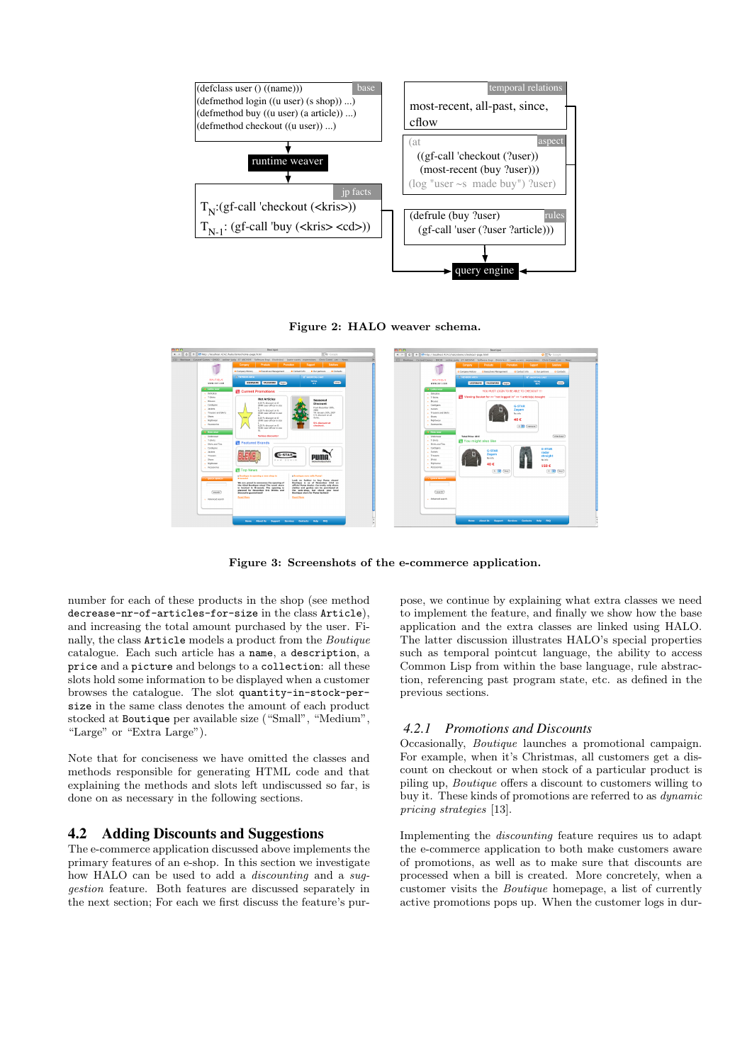(defclass user () ((name)))
(defmethod login ((u user) (s shop)) ...)
(defmethod buy ((u user) (a article)) ...)
(defmethod checkout ((u user)) ...)
base

runtime weaver

jp facts
$T_N$:(gf-call 'checkout (<kris>))
$T_{N-1}$: (gf-call 'buy (<kris> <cd>))

temporal relations
most-recent, all-past, since, cflow

(at
((gf-call 'checkout (?user))
(most-recent (buy ?user)))
(log "user ~s made buy") ?user)
aspect

(defrule (buy ?user)
(gf-call 'user (?user ?article)))
rules

query engine

**Figure 2: HALO weaver schema.**

**Figure 3: Screenshots of the e-commerce application.**

number for each of these products in the shop (see method `decrease-nr-of-articles-for-size` in the class `Article`), and increasing the total amount purchased by the user. Finally, the class `Article` models a product from the *Boutique* catalogue. Each such article has a `name`, a `description`, a `price` and a `picture` and belongs to a `collection`: all these slots hold some information to be displayed when a customer browses the catalogue. The slot `quantity-in-stock-per-size` in the same class denotes the amount of each product stocked at `Boutique` per available size ("Small", "Medium", "Large" or "Extra Large").

Note that for conciseness we have omitted the classes and methods responsible for generating HTML code and that explaining the methods and slots left undiscussed so far, is done on as necessary in the following sections.

## 4.2 Adding Discounts and Suggestions

The e-commerce application discussed above implements the primary features of an e-shop. In this section we investigate how HALO can be used to add a *discounting* and a *suggestion* feature. Both features are discussed separately in the next section; For each we first discuss the feature's purpose, we continue by explaining what extra classes we need to implement the feature, and finally we show how the base application and the extra classes are linked using HALO. The latter discussion illustrates HALO's special properties such as temporal pointcut language, the ability to access Common Lisp from within the base language, rule abstraction, referencing past program state, etc. as defined in the previous sections.

### *4.2.1 Promotions and Discounts*

Occasionally, *Boutique* launches a promotional campaign. For example, when it's Christmas, all customers get a discount on checkout or when stock of a particular product is piling up, *Boutique* offers a discount to customers willing to buy it. These kinds of promotions are referred to as *dynamic pricing strategies* [13].

Implementing the *discounting* feature requires us to adapt the e-commerce application to both make customers aware of promotions, as well as to make sure that discounts are processed when a bill is created. More concretely, when a customer visits the *Boutique* homepage, a list of currently active promotions pops up. When the customer logs in dur-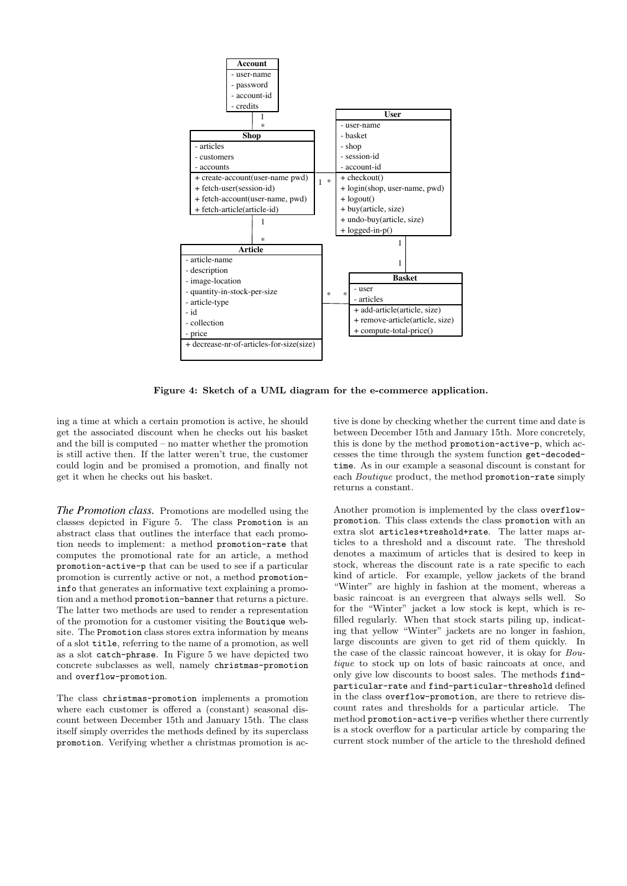Figure 4: Sketch of a UML diagram for the e-commerce application.

ing a time at which a certain promotion is active, he should get the associated discount when he checks out his basket and the bill is computed – no matter whether the promotion is still active then. If the latter weren't true, the customer could login and be promised a promotion, and finally not get it when he checks out his basket.

***The Promotion class.*** Promotions are modelled using the classes depicted in Figure 5. The class `Promotion` is an abstract class that outlines the interface that each promotion needs to implement: a method `promotion-rate` that computes the promotional rate for an article, a method `promotion-active-p` that can be used to see if a particular promotion is currently active or not, a method `promotion-info` that generates an informative text explaining a promotion and a method `promotion-banner` that returns a picture. The latter two methods are used to render a representation of the promotion for a customer visiting the `Boutique` website. The `Promotion` class stores extra information by means of a slot `title`, referring to the name of a promotion, as well as a slot `catch-phrase`. In Figure 5 we have depicted two concrete subclasses as well, namely `christmas-promotion` and `overflow-promotion`.

The class `christmas-promotion` implements a promotion where each customer is offered a (constant) seasonal discount between December 15th and January 15th. The class itself simply overrides the methods defined by its superclass `promotion`. Verifying whether a christmas promotion is active is done by checking whether the current time and date is between December 15th and January 15th. More concretely, this is done by the method `promotion-active-p`, which accesses the time through the system function `get-decoded-time`. As in our example a seasonal discount is constant for each *Boutique* product, the method `promotion-rate` simply returns a constant.

Another promotion is implemented by the class `overflow-promotion`. This class extends the class `promotion` with an extra slot `articles+treshold+rate`. The latter maps articles to a threshold and a discount rate. The threshold denotes a maximum of articles that is desired to keep in stock, whereas the discount rate is a rate specific to each kind of article. For example, yellow jackets of the brand "Winter" are highly in fashion at the moment, whereas a basic raincoat is an evergreen that always sells well. So for the "Winter" jacket a low stock is kept, which is refilled regularly. When that stock starts piling up, indicating that yellow "Winter" jackets are no longer in fashion, large discounts are given to get rid of them quickly. In the case of the classic raincoat however, it is okay for *Boutique* to stock up on lots of basic raincoats at once, and only give low discounts to boost sales. The methods `find-particular-rate` and `find-particular-threshold` defined in the class `overflow-promotion`, are there to retrieve discount rates and thresholds for a particular article. The method `promotion-active-p` verifies whether there currently is a stock overflow for a particular article by comparing the current stock number of the article to the threshold defined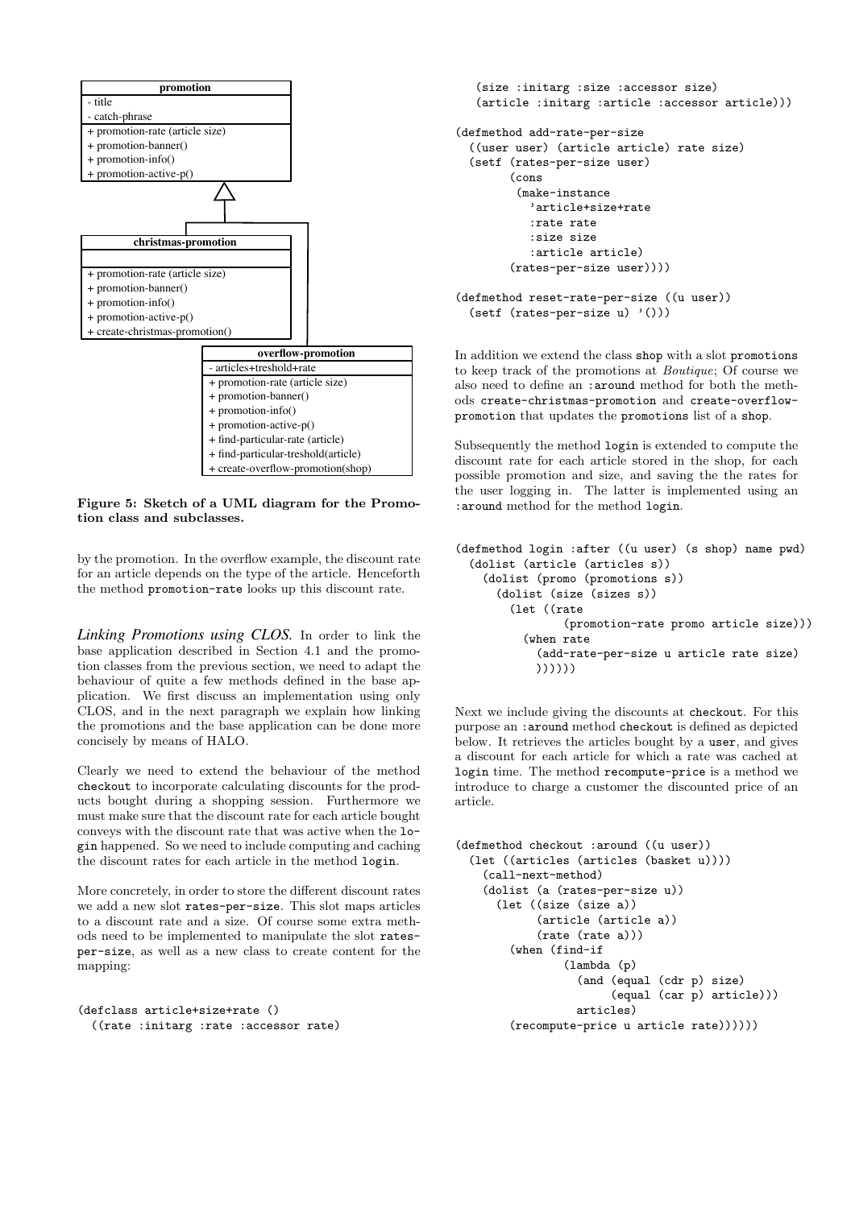promotion

- title
- catch-phrase

+ promotion-rate (article size)
+ promotion-banner()
+ promotion-info()
+ promotion-active-p()

christmas-promotion

+ promotion-rate (article size)
+ promotion-banner()
+ promotion-info()
+ promotion-active-p()
+ create-christmas-promotion()

overflow-promotion

- articles+treshold+rate

+ promotion-rate (article size)
+ promotion-banner()
+ promotion-info()
+ promotion-active-p()
+ find-particular-rate (article)
+ find-particular-treshold(article)
+ create-overflow-promotion(shop)

**Figure 5: Sketch of a UML diagram for the Promotion class and subclasses.**

by the promotion. In the overflow example, the discount rate for an article depends on the type of the article. Henceforth the method `promotion-rate` looks up this discount rate.

*Linking Promotions using CLOS.* In order to link the base application described in Section 4.1 and the promotion classes from the previous section, we need to adapt the behaviour of quite a few methods defined in the base application. We first discuss an implementation using only CLOS, and in the next paragraph we explain how linking the promotions and the base application can be done more concisely by means of HALO.

Clearly we need to extend the behaviour of the method `checkout` to incorporate calculating discounts for the products bought during a shopping session. Furthermore we must make sure that the discount rate for each article bought conveys with the discount rate that was active when the `login` happened. So we need to include computing and caching the discount rates for each article in the method `login`.

More concretely, in order to store the different discount rates we add a new slot `rates-per-size`. This slot maps articles to a discount rate and a size. Of course some extra methods need to be implemented to manipulate the slot `rates-per-size`, as well as a new class to create content for the mapping:

```
(defclass article+size+rate ()
  ((rate :initarg :rate :accessor rate)
   (size :initarg :size :accessor size)
   (article :initarg :article :accessor article)))

(defmethod add-rate-per-size
  ((user user) (article article) rate size)
  (setf (rates-per-size user)
        (cons
         (make-instance
           'article+size+rate
           :rate rate
           :size size
           :article article)
        (rates-per-size user))))

(defmethod reset-rate-per-size ((u user))
  (setf (rates-per-size u) '()))
```

In addition we extend the class `shop` with a slot `promotions` to keep track of the promotions at *Boutique*; Of course we also need to define an `:around` method for both the methods `create-christmas-promotion` and `create-overflow-promotion` that updates the `promotions` list of a `shop`.

Subsequently the method `login` is extended to compute the discount rate for each article stored in the shop, for each possible promotion and size, and saving the the rates for the user logging in. The latter is implemented using an `:around` method for the method `login`.

```
(defmethod login :after ((u user) (s shop) name pwd)
  (dolist (article (articles s))
    (dolist (promo (promotions s))
      (dolist (size (sizes s))
        (let ((rate
                (promotion-rate promo article size)))
          (when rate
            (add-rate-per-size u article rate size)
            ))))))
```

Next we include giving the discounts at `checkout`. For this purpose an `:around` method `checkout` is defined as depicted below. It retrieves the articles bought by a `user`, and gives a discount for each article for which a rate was cached at `login` time. The method `recompute-price` is a method we introduce to charge a customer the discounted price of an article.

```
(defmethod checkout :around ((u user))
  (let ((articles (articles (basket u))))
    (call-next-method)
    (dolist (a (rates-per-size u))
      (let ((size (size a))
            (article (article a))
            (rate (rate a)))
        (when (find-if
                (lambda (p)
                  (and (equal (cdr p) size)
                       (equal (car p) article)))
                  articles)
        (recompute-price u article rate))))))
```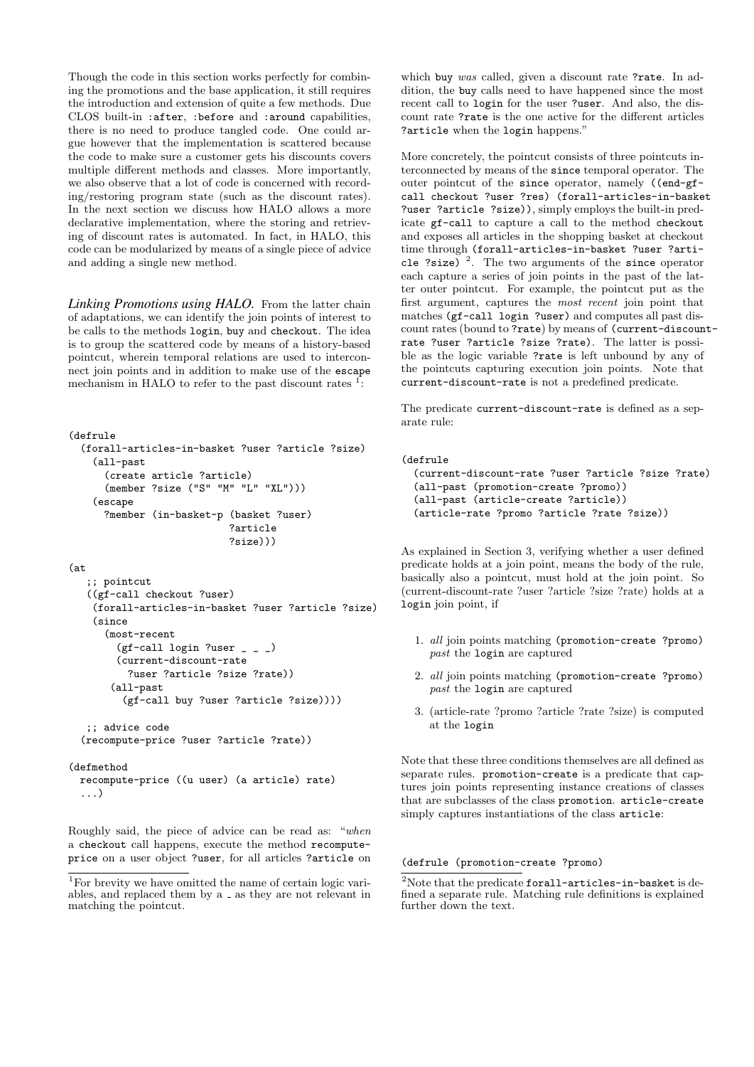Though the code in this section works perfectly for combining the promotions and the base application, it still requires the introduction and extension of quite a few methods. Due CLOS built-in `:after`, `:before` and `:around` capabilities, there is no need to produce tangled code. One could argue however that the implementation is scattered because the code to make sure a customer gets his discounts covers multiple different methods and classes. More importantly, we also observe that a lot of code is concerned with recording/restoring program state (such as the discount rates). In the next section we discuss how HALO allows a more declarative implementation, where the storing and retrieving of discount rates is automated. In fact, in HALO, this code can be modularized by means of a single piece of advice and adding a single new method.

***Linking Promotions using HALO.*** From the latter chain of adaptations, we can identify the join points of interest to be calls to the methods `login`, `buy` and `checkout`. The idea is to group the scattered code by means of a history-based pointcut, wherein temporal relations are used to interconnect join points and in addition to make use of the `escape` mechanism in HALO to refer to the past discount rates [1]:

```
(defrule
  (forall-articles-in-basket ?user ?article ?size)
    (all-past
      (create article ?article)
      (member ?size ("S" "M" "L" "XL")))
    (escape
      ?member (in-basket-p (basket ?user)
                           ?article
                           ?size)))

(at
   ;; pointcut
   ((gf-call checkout ?user)
    (forall-articles-in-basket ?user ?article ?size)
    (since
      (most-recent
        (gf-call login ?user _ _ _)
        (current-discount-rate
          ?user ?article ?size ?rate))
       (all-past
         (gf-call buy ?user ?article ?size))))

   ;; advice code
  (recompute-price ?user ?article ?rate))

(defmethod
  recompute-price ((u user) (a article) rate)
  ...)
```

Roughly said, the piece of advice can be read as: "*when* a `checkout` call happens, execute the method `recompute-price` on a user object `?user`, for all articles `?article` on which `buy` *was* called, given a discount rate `?rate`. In addition, the `buy` calls need to have happened since the most recent call to `login` for the user `?user`. And also, the discount rate `?rate` is the one active for the different articles `?article` when the `login` happens."

More concretely, the pointcut consists of three pointcuts interconnected by means of the `since` temporal operator. The outer pointcut of the `since` operator, namely `((end-gf-call checkout ?user ?res) (forall-articles-in-basket ?user ?article ?size))`, simply employs the built-in predicate `gf-call` to capture a call to the method `checkout` and exposes all articles in the shopping basket at checkout time through `(forall-articles-in-basket ?user ?article ?size)` [2]. The two arguments of the `since` operator each capture a series of join points in the past of the latter outer pointcut. For example, the pointcut put as the first argument, captures the *most recent* join point that matches `(gf-call login ?user)` and computes all past discount rates (bound to `?rate`) by means of `(current-discount-rate ?user ?article ?size ?rate)`. The latter is possible as the logic variable `?rate` is left unbound by any of the pointcuts capturing execution join points. Note that `current-discount-rate` is not a predefined predicate.

The predicate `current-discount-rate` is defined as a separate rule:

```
(defrule
  (current-discount-rate ?user ?article ?size ?rate)
  (all-past (promotion-create ?promo))
  (all-past (article-create ?article))
  (article-rate ?promo ?article ?rate ?size))
```

As explained in Section 3, verifying whether a user defined predicate holds at a join point, means the body of the rule, basically also a pointcut, must hold at the join point. So (current-discount-rate ?user ?article ?size ?rate) holds at a `login` join point, if

1. *all* join points matching `(promotion-create ?promo)` *past* the `login` are captured
2. *all* join points matching `(promotion-create ?promo)` *past* the `login` are captured
3. (article-rate ?promo ?article ?rate ?size) is computed at the `login`

Note that these three conditions themselves are all defined as separate rules. `promotion-create` is a predicate that captures join points representing instance creations of classes that are subclasses of the class `promotion`. `article-create` simply captures instantiations of the class `article`:

```
(defrule (promotion-create ?promo)
```

[1] For brevity we have omitted the name of certain logic variables, and replaced them by a _ as they are not relevant in matching the pointcut.

[2] Note that the predicate `forall-articles-in-basket` is defined a separate rule. Matching rule definitions is explained further down the text.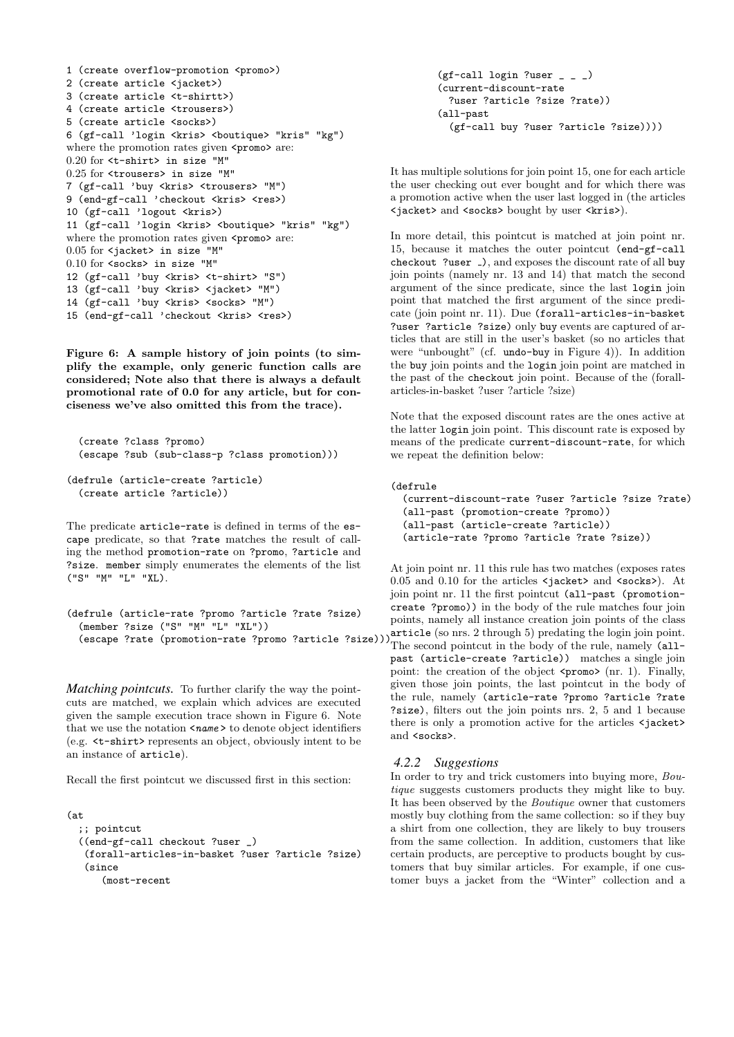```
1 (create overflow-promotion <promo>)
2 (create article <jacket>)
3 (create article <t-shirtt>)
4 (create article <trousers>)
5 (create article <socks>)
6 (gf-call 'login <kris> <boutique> "kris" "kg")
```
where the promotion rates given `<promo>` are:
0.20 for `<t-shirt>` in size `"M"`
0.25 for `<trousers>` in size `"M"`
```
7 (gf-call 'buy <kris> <trousers> "M")
9 (end-gf-call 'checkout <kris> <res>)
10 (gf-call 'logout <kris>)
11 (gf-call 'login <kris> <boutique> "kris" "kg")
```
where the promotion rates given `<promo>` are:
0.05 for `<jacket>` in size `"M"`
0.10 for `<socks>` in size `"M"`
```
12 (gf-call 'buy <kris> <t-shirt> "S")
13 (gf-call 'buy <kris> <jacket> "M")
14 (gf-call 'buy <kris> <socks> "M")
15 (end-gf-call 'checkout <kris> <res>)
```

**Figure 6: A sample history of join points (to simplify the example, only generic function calls are considered; Note also that there is always a default promotional rate of 0.0 for any article, but for conciseness we've also omitted this from the trace).**

```
  (create ?class ?promo)
  (escape ?sub (sub-class-p ?class promotion)))

(defrule (article-create ?article)
  (create article ?article))
```

The predicate `article-rate` is defined in terms of the `escape` predicate, so that `?rate` matches the result of calling the method `promotion-rate` on `?promo`, `?article` and `?size`. `member` simply enumerates the elements of the list `("S" "M" "L" "XL")`.

```
(defrule (article-rate ?promo ?article ?rate ?size)
  (member ?size ("S" "M" "L" "XL"))
  (escape ?rate (promotion-rate ?promo ?article ?size)))
```

*Matching pointcuts.* To further clarify the way the pointcuts are matched, we explain which advices are executed given the sample execution trace shown in Figure 6. Note that we use the notation `<name>` to denote object identifiers (e.g. `<t-shirt>` represents an object, obviously intent to be an instance of `article`).

Recall the first pointcut we discussed first in this section:

```
(at
  ;; pointcut
  ((end-gf-call checkout ?user _)
   (forall-articles-in-basket ?user ?article ?size)
   (since
     (most-recent
       (gf-call login ?user _ _ _)
       (current-discount-rate
         ?user ?article ?size ?rate))
     (all-past
       (gf-call buy ?user ?article ?size))))
```

It has multiple solutions for join point 15, one for each article the user checking out ever bought and for which there was a promotion active when the user last logged in (the articles `<jacket>` and `<socks>` bought by user `<kris>`).

In more detail, this pointcut is matched at join point nr. 15, because it matches the outer pointcut `(end-gf-call checkout ?user _)`, and exposes the discount rate of all `buy` join points (namely nr. 13 and 14) that match the second argument of the since predicate, since the last `login` join point that matched the first argument of the since predicate (join point nr. 11). Due `(forall-articles-in-basket ?user ?article ?size)` only `buy` events are captured of articles that are still in the user's basket (so no articles that were "unbought" (cf. `undo-buy` in Figure 4)). In addition the `buy` join points and the `login` join point are matched in the past of the `checkout` join point. Because of the (forall-articles-in-basket ?user ?article ?size)

Note that the exposed discount rates are the ones active at the latter `login` join point. This discount rate is exposed by means of the predicate `current-discount-rate`, for which we repeat the definition below:

```
(defrule
  (current-discount-rate ?user ?article ?size ?rate)
  (all-past (promotion-create ?promo))
  (all-past (article-create ?article))
  (article-rate ?promo ?article ?rate ?size))
```

At join point nr. 11 this rule has two matches (exposes rates 0.05 and 0.10 for the articles `<jacket>` and `<socks>`). At join point nr. 11 the first pointcut `(all-past (promotion-create ?promo))` in the body of the rule matches four join points, namely all instance creation join points of the class `article` (so nrs. 2 through 5) predating the login join point. The second pointcut in the body of the rule, namely `(all-past (article-create ?article))` matches a single join point: the creation of the object `<promo>` (nr. 1). Finally, given those join points, the last pointcut in the body of the rule, namely `(article-rate ?promo ?article ?rate ?size)`, filters out the join points nrs. 2, 5 and 1 because there is only a promotion active for the articles `<jacket>` and `<socks>`.

### 4.2.2 Suggestions

In order to try and trick customers into buying more, *Boutique* suggests customers products they might like to buy. It has been observed by the *Boutique* owner that customers mostly buy clothing from the same collection: so if they buy a shirt from one collection, they are likely to buy trousers from the same collection. In addition, customers that like certain products, are perceptive to products bought by customers that buy similar articles. For example, if one customer buys a jacket from the "Winter" collection and a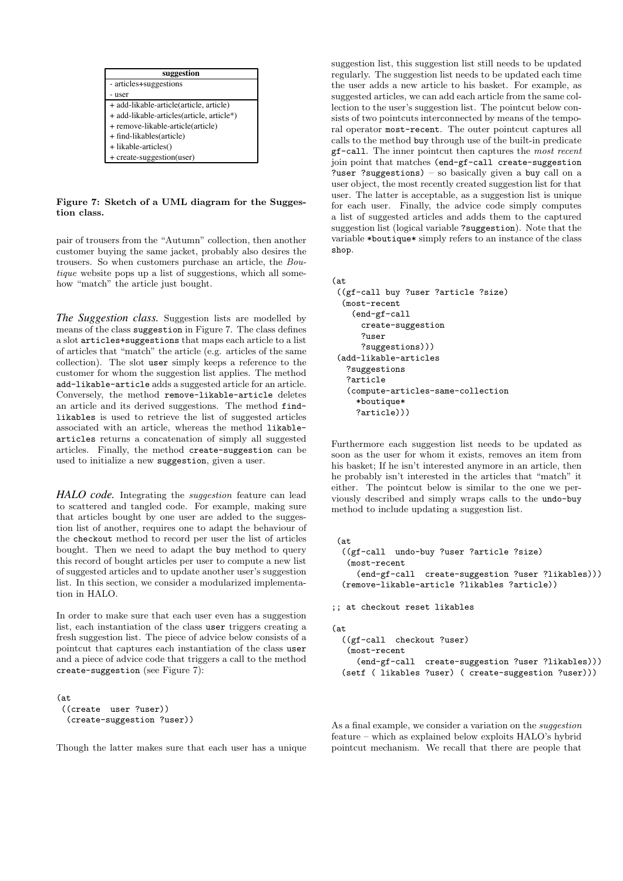| suggestion |
| --- |
| - articles+suggestions |
| - user |
| + add-likable-article(article, article) |
| + add-likable-articles(article, article*) |
| + remove-likable-article(article) |
| + find-likables(article) |
| + likable-articles() |
| + create-suggestion(user) |

**Figure 7: Sketch of a UML diagram for the Suggestion class.**

pair of trousers from the "Autumn" collection, then another customer buying the same jacket, probably also desires the trousers. So when customers purchase an article, the *Boutique* website pops up a list of suggestions, which all somehow "match" the article just bought.

***The Suggestion class.*** Suggestion lists are modelled by means of the class `suggestion` in Figure 7. The class defines a slot `articles+suggestions` that maps each article to a list of articles that "match" the article (e.g. articles of the same collection). The slot `user` simply keeps a reference to the customer for whom the suggestion list applies. The method `add-likable-article` adds a suggested article for an article. Conversely, the method `remove-likable-article` deletes an article and its derived suggestions. The method `find-likables` is used to retrieve the list of suggested articles associated with an article, whereas the method `likable-articles` returns a concatenation of simply all suggested articles. Finally, the method `create-suggestion` can be used to initialize a new `suggestion`, given a user.

***HALO code.*** Integrating the *suggestion* feature can lead to scattered and tangled code. For example, making sure that articles bought by one user are added to the suggestion list of another, requires one to adapt the behaviour of the `checkout` method to record per user the list of articles bought. Then we need to adapt the `buy` method to query this record of bought articles per user to compute a new list of suggested articles and to update another user's suggestion list. In this section, we consider a modularized implementation in HALO.

In order to make sure that each user even has a suggestion list, each instantiation of the class `user` triggers creating a fresh suggestion list. The piece of advice below consists of a pointcut that captures each instantiation of the class `user` and a piece of advice code that triggers a call to the method `create-suggestion` (see Figure 7):

```
(at
 ((create  user ?user))
  (create-suggestion ?user))
```

Though the latter makes sure that each user has a unique suggestion list, this suggestion list still needs to be updated regularly. The suggestion list needs to be updated each time the user adds a new article to his basket. For example, as suggested articles, we can add each article from the same collection to the user's suggestion list. The pointcut below consists of two pointcuts interconnected by means of the temporal operator `most-recent`. The outer pointcut captures all calls to the method `buy` through use of the built-in predicate `gf-call`. The inner pointcut then captures the *most recent* join point that matches `(end-gf-call create-suggestion ?user ?suggestions)` – so basically given a `buy` call on a user object, the most recently created suggestion list for that user. The latter is acceptable, as a suggestion list is unique for each user. Finally, the advice code simply computes a list of suggested articles and adds them to the captured suggestion list (logical variable `?suggestion`). Note that the variable `*boutique*` simply refers to an instance of the class `shop`.

```
(at
 ((gf-call buy ?user ?article ?size)
  (most-recent
    (end-gf-call
      create-suggestion
      ?user
      ?suggestions)))
 (add-likable-articles
   ?suggestions
   ?article
   (compute-articles-same-collection
     *boutique*
     ?article)))
```

Furthermore each suggestion list needs to be updated as soon as the user for whom it exists, removes an item from his basket; If he isn't interested anymore in an article, then he probably isn't interested in the articles that "match" it either. The pointcut below is similar to the one we perviously described and simply wraps calls to the `undo-buy` method to include updating a suggestion list.

```
 (at
  ((gf-call  undo-buy ?user ?article ?size)
   (most-recent
     (end-gf-call  create-suggestion ?user ?likables)))
  (remove-likable-article ?likables ?article))

;; at checkout reset likables

(at
  ((gf-call  checkout ?user)
   (most-recent
     (end-gf-call  create-suggestion ?user ?likables)))
  (setf ( likables ?user) ( create-suggestion ?user)))
```

As a final example, we consider a variation on the *suggestion* feature – which as explained below exploits HALO's hybrid pointcut mechanism. We recall that there are people that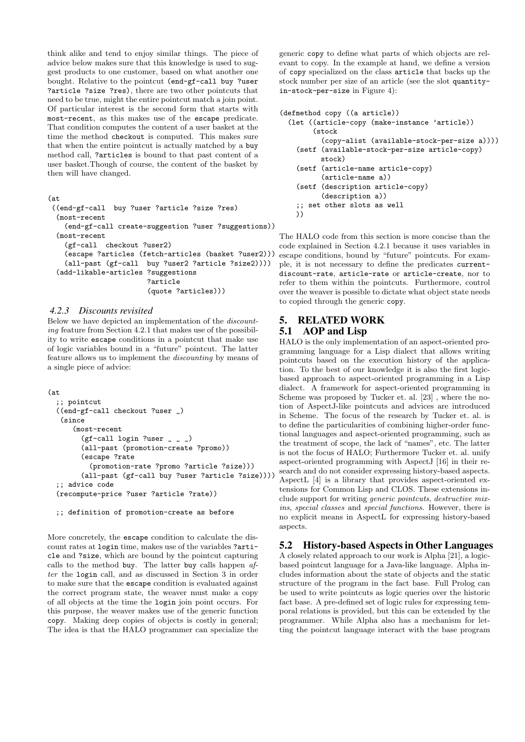think alike and tend to enjoy similar things. The piece of advice below makes sure that this knowledge is used to suggest products to one customer, based on what another one bought. Relative to the pointcut (end-gf-call buy ?user ?article ?size ?res), there are two other pointcuts that need to be true, might the entire pointcut match a join point. Of particular interest is the second form that starts with most-recent, as this makes use of the escape predicate. That condition computes the content of a user basket at the time the method checkout is computed. This makes sure that when the entire pointcut is actually matched by a buy method call, ?articles is bound to that past content of a user basket.Though of course, the content of the basket by then will have changed.

```
(at
 ((end-gf-call  buy ?user ?article ?size ?res)
  (most-recent
    (end-gf-call create-suggestion ?user ?suggestions))
  (most-recent
    (gf-call  checkout ?user2)
    (escape ?articles (fetch-articles (basket ?user2)))
    (all-past (gf-call  buy ?user2 ?article ?size2))))
  (add-likable-articles ?suggestions
                        ?article
                        (quote ?articles)))
```

### 4.2.3 Discounts revisited

Below we have depicted an implementation of the *discounting* feature from Section 4.2.1 that makes use of the possibility to write escape conditions in a pointcut that make use of logic variables bound in a "future" pointcut. The latter feature allows us to implement the *discounting* by means of a single piece of advice:

```
(at
  ;; pointcut
  ((end-gf-call checkout ?user _)
   (since
      (most-recent
        (gf-call login ?user _ _ _)
        (all-past (promotion-create ?promo))
        (escape ?rate
          (promotion-rate ?promo ?article ?size)))
        (all-past (gf-call buy ?user ?article ?size))))
  ;; advice code
  (recompute-price ?user ?article ?rate))

  ;; definition of promotion-create as before
```

More concretely, the escape condition to calculate the discount rates at login time, makes use of the variables ?article and ?size, which are bound by the pointcut capturing calls to the method buy. The latter buy calls happen *after* the login call, and as discussed in Section 3 in order to make sure that the escape condition is evaluated against the correct program state, the weaver must make a copy of all objects at the time the login join point occurs. For this purpose, the weaver makes use of the generic function copy. Making deep copies of objects is costly in general; The idea is that the HALO programmer can specialize the generic copy to define what parts of which objects are relevant to copy. In the example at hand, we define a version of copy specialized on the class article that backs up the stock number per size of an article (see the slot quantity-in-stock-per-size in Figure 4):

```
(defmethod copy ((a article))
  (let ((article-copy (make-instance 'article))
        (stock
          (copy-alist (available-stock-per-size a))))
    (setf (available-stock-per-size article-copy)
          stock)
    (setf (article-name article-copy)
          (article-name a))
    (setf (description article-copy)
          (description a))
    ;; set other slots as well
    ))
```

The HALO code from this section is more concise than the code explained in Section 4.2.1 because it uses variables in escape conditions, bound by "future" pointcuts. For example, it is not necessary to define the predicates current-discount-rate, article-rate or article-create, nor to refer to them within the pointcuts. Furthermore, control over the weaver is possible to dictate what object state needs to copied through the generic copy.

## 5. RELATED WORK

### 5.1 AOP and Lisp

HALO is the only implementation of an aspect-oriented programming language for a Lisp dialect that allows writing pointcuts based on the execution history of the application. To the best of our knowledge it is also the first logic-based approach to aspect-oriented programming in a Lisp dialect. A framework for aspect-oriented programming in Scheme was proposed by Tucker et. al. [23] , where the notion of AspectJ-like pointcuts and advices are introduced in Scheme. The focus of the research by Tucker et. al. is to define the particularities of combining higher-order functional languages and aspect-oriented programming, such as the treatment of scope, the lack of "names", etc. The latter is not the focus of HALO; Furthermore Tucker et. al. unify aspect-oriented programming with AspectJ [16] in their research and do not consider expressing history-based aspects. AspectL [4] is a library that provides aspect-oriented extensions for Common Lisp and CLOS. These extensions include support for writing *generic pointcuts*, *destructive mixins*, *special classes* and *special functions*. However, there is no explicit means in AspectL for expressing history-based aspects.

### 5.2 History-based Aspects in Other Languages

A closely related approach to our work is Alpha [21], a logic-based pointcut language for a Java-like language. Alpha includes information about the state of objects and the static structure of the program in the fact base. Full Prolog can be used to write pointcuts as logic queries over the historic fact base. A pre-defined set of logic rules for expressing temporal relations is provided, but this can be extended by the programmer. While Alpha also has a mechanism for letting the pointcut language interact with the base program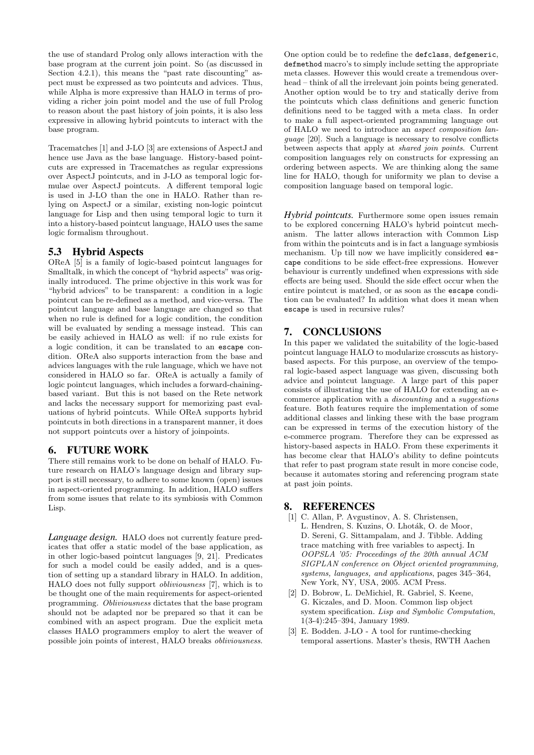the use of standard Prolog only allows interaction with the base program at the current join point. So (as discussed in Section 4.2.1), this means the "past rate discounting" aspect must be expressed as two pointcuts and advices. Thus, while Alpha is more expressive than HALO in terms of providing a richer join point model and the use of full Prolog to reason about the past history of join points, it is also less expressive in allowing hybrid pointcuts to interact with the base program.

Tracematches [1] and J-LO [3] are extensions of AspectJ and hence use Java as the base language. History-based pointcuts are expressed in Tracematches as regular expressions over AspectJ pointcuts, and in J-LO as temporal logic formulae over AspectJ pointcuts. A different temporal logic is used in J-LO than the one in HALO. Rather than relying on AspectJ or a similar, existing non-logic pointcut language for Lisp and then using temporal logic to turn it into a history-based pointcut language, HALO uses the same logic formalism throughout.

## 5.3 Hybrid Aspects

OReA [5] is a family of logic-based pointcut languages for Smalltalk, in which the concept of "hybrid aspects" was originally introduced. The prime objective in this work was for "hybrid advices" to be transparent: a condition in a logic pointcut can be re-defined as a method, and vice-versa. The pointcut language and base language are changed so that when no rule is defined for a logic condition, the condition will be evaluated by sending a message instead. This can be easily achieved in HALO as well: if no rule exists for a logic condition, it can be translated to an `escape` condition. OReA also supports interaction from the base and advices languages with the rule language, which we have not considered in HALO so far. OReA is actually a family of logic pointcut languages, which includes a forward-chaining-based variant. But this is not based on the Rete network and lacks the necessary support for memorizing past evaluations of hybrid pointcuts. While OReA supports hybrid pointcuts in both directions in a transparent manner, it does not support pointcuts over a history of joinpoints.

# 6. FUTURE WORK

There still remains work to be done on behalf of HALO. Future research on HALO's language design and library support is still necessary, to adhere to some known (open) issues in aspect-oriented programming. In addition, HALO suffers from some issues that relate to its symbiosis with Common Lisp.

***Language design.*** HALO does not currently feature predicates that offer a static model of the base application, as in other logic-based pointcut languages [9, 21]. Predicates for such a model could be easily added, and is a question of setting up a standard library in HALO. In addition, HALO does not fully support *obliviousness* [7], which is to be thought one of the main requirements for aspect-oriented programming. *Obliviousness* dictates that the base program should not be adapted nor be prepared so that it can be combined with an aspect program. Due the explicit meta classes HALO programmers employ to alert the weaver of possible join points of interest, HALO breaks *obliviousness*. One option could be to redefine the `defclass`, `defgeneric`, `defmethod` macro's to simply include setting the appropriate meta classes. However this would create a tremendous overhead – think of all the irrelevant join points being generated. Another option would be to try and statically derive from the pointcuts which class definitions and generic function definitions need to be tagged with a meta class. In order to make a full aspect-oriented programming language out of HALO we need to introduce an *aspect composition language* [20]. Such a language is necessary to resolve conflicts between aspects that apply at *shared join points*. Current composition languages rely on constructs for expressing an ordering between aspects. We are thinking along the same line for HALO, though for uniformity we plan to devise a composition language based on temporal logic.

***Hybrid pointcuts.*** Furthermore some open issues remain to be explored concerning HALO's hybrid pointcut mechanism. The latter allows interaction with Common Lisp from within the pointcuts and is in fact a language symbiosis mechanism. Up till now we have implicitly considered `escape` conditions to be side effect-free expressions. However behaviour is currently undefined when expressions with side effects are being used. Should the side effect occur when the entire pointcut is matched, or as soon as the `escape` condition can be evaluated? In addition what does it mean when `escape` is used in recursive rules?

# 7. CONCLUSIONS

In this paper we validated the suitability of the logic-based pointcut language HALO to modularize crosscuts as history-based aspects. For this purpose, an overview of the temporal logic-based aspect language was given, discussing both advice and pointcut language. A large part of this paper consists of illustrating the use of HALO for extending an e-commerce application with a *discounting* and a *suggestions* feature. Both features require the implementation of some additional classes and linking these with the base program can be expressed in terms of the execution history of the e-commerce program. Therefore they can be expressed as history-based aspects in HALO. From these experiments it has become clear that HALO's ability to define pointcuts that refer to past program state result in more concise code, because it automates storing and referencing program state at past join points.

# 8. REFERENCES

[1] C. Allan, P. Avgustinov, A. S. Christensen, L. Hendren, S. Kuzins, O. Lhoták, O. de Moor, D. Sereni, G. Sittampalam, and J. Tibble. Adding trace matching with free variables to aspectj. In *OOPSLA '05: Proceedings of the 20th annual ACM SIGPLAN conference on Object oriented programming, systems, languages, and applications*, pages 345–364, New York, NY, USA, 2005. ACM Press.

[2] D. Bobrow, L. DeMichiel, R. Gabriel, S. Keene, G. Kiczales, and D. Moon. Common lisp object system specification. *Lisp and Symbolic Computation*, 1(3-4):245–394, January 1989.

[3] E. Bodden. J-LO - A tool for runtime-checking temporal assertions. Master's thesis, RWTH Aachen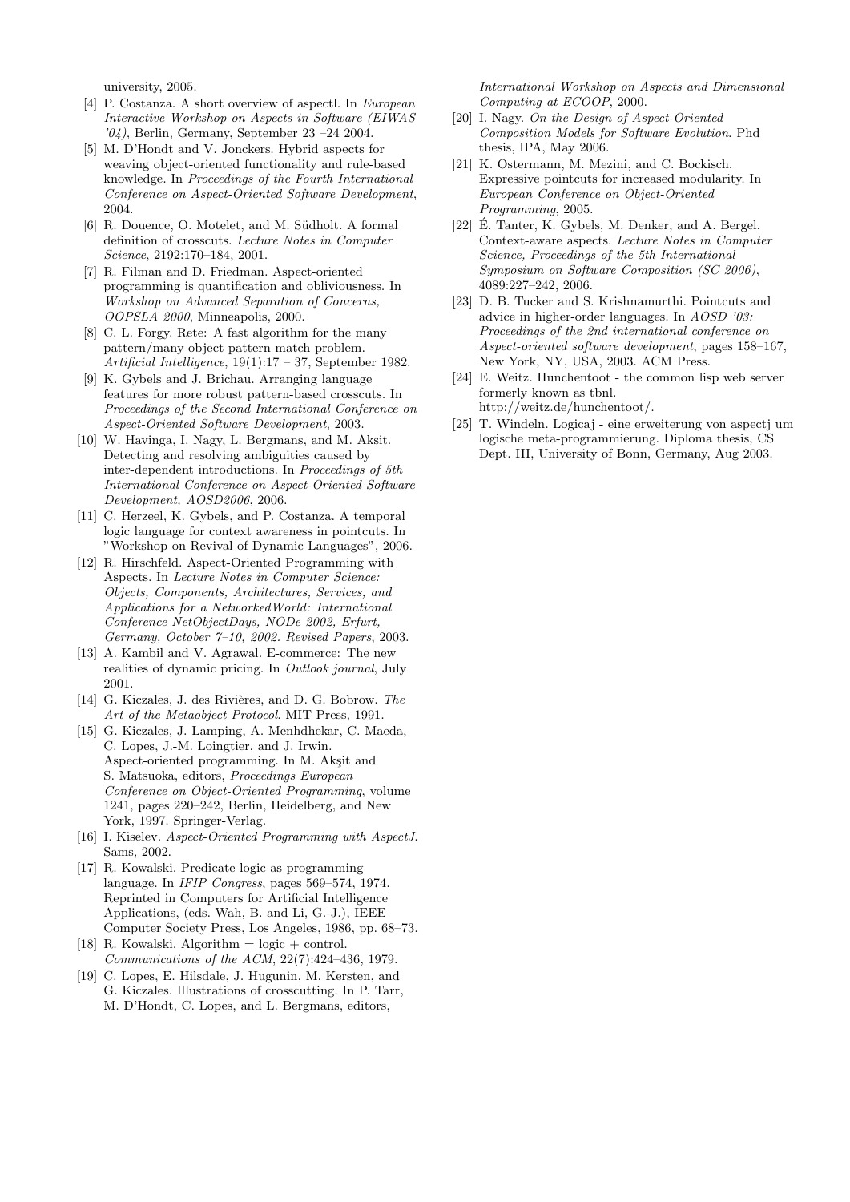university, 2005.

[4] P. Costanza. A short overview of aspectl. In *European Interactive Workshop on Aspects in Software (EIWAS '04)*, Berlin, Germany, September 23 –24 2004.

[5] M. D'Hondt and V. Jonckers. Hybrid aspects for weaving object-oriented functionality and rule-based knowledge. In *Proceedings of the Fourth International Conference on Aspect-Oriented Software Development*, 2004.

[6] R. Douence, O. Motelet, and M. Südholt. A formal definition of crosscuts. *Lecture Notes in Computer Science*, 2192:170–184, 2001.

[7] R. Filman and D. Friedman. Aspect-oriented programming is quantification and obliviousness. In *Workshop on Advanced Separation of Concerns, OOPSLA 2000*, Minneapolis, 2000.

[8] C. L. Forgy. Rete: A fast algorithm for the many pattern/many object pattern match problem. *Artificial Intelligence*, 19(1):17 – 37, September 1982.

[9] K. Gybels and J. Brichau. Arranging language features for more robust pattern-based crosscuts. In *Proceedings of the Second International Conference on Aspect-Oriented Software Development*, 2003.

[10] W. Havinga, I. Nagy, L. Bergmans, and M. Aksit. Detecting and resolving ambiguities caused by inter-dependent introductions. In *Proceedings of 5th International Conference on Aspect-Oriented Software Development, AOSD2006*, 2006.

[11] C. Herzeel, K. Gybels, and P. Costanza. A temporal logic language for context awareness in pointcuts. In "Workshop on Revival of Dynamic Languages", 2006.

[12] R. Hirschfeld. Aspect-Oriented Programming with Aspects. In *Lecture Notes in Computer Science: Objects, Components, Architectures, Services, and Applications for a NetworkedWorld: International Conference NetObjectDays, NODe 2002, Erfurt, Germany, October 7–10, 2002. Revised Papers*, 2003.

[13] A. Kambil and V. Agrawal. E-commerce: The new realities of dynamic pricing. In *Outlook journal*, July 2001.

[14] G. Kiczales, J. des Rivières, and D. G. Bobrow. *The Art of the Metaobject Protocol*. MIT Press, 1991.

[15] G. Kiczales, J. Lamping, A. Menhdhekar, C. Maeda, C. Lopes, J.-M. Loingtier, and J. Irwin. Aspect-oriented programming. In M. Akşit and S. Matsuoka, editors, *Proceedings European Conference on Object-Oriented Programming*, volume 1241, pages 220–242, Berlin, Heidelberg, and New York, 1997. Springer-Verlag.

[16] I. Kiselev. *Aspect-Oriented Programming with AspectJ*. Sams, 2002.

[17] R. Kowalski. Predicate logic as programming language. In *IFIP Congress*, pages 569–574, 1974. Reprinted in Computers for Artificial Intelligence Applications, (eds. Wah, B. and Li, G.-J.), IEEE Computer Society Press, Los Angeles, 1986, pp. 68–73.

[18] R. Kowalski. Algorithm = logic + control. *Communications of the ACM*, 22(7):424–436, 1979.

[19] C. Lopes, E. Hilsdale, J. Hugunin, M. Kersten, and G. Kiczales. Illustrations of crosscutting. In P. Tarr, M. D'Hondt, C. Lopes, and L. Bergmans, editors, *International Workshop on Aspects and Dimensional Computing at ECOOP*, 2000.

[20] I. Nagy. *On the Design of Aspect-Oriented Composition Models for Software Evolution*. Phd thesis, IPA, May 2006.

[21] K. Ostermann, M. Mezini, and C. Bockisch. Expressive pointcuts for increased modularity. In *European Conference on Object-Oriented Programming*, 2005.

[22] É. Tanter, K. Gybels, M. Denker, and A. Bergel. Context-aware aspects. *Lecture Notes in Computer Science, Proceedings of the 5th International Symposium on Software Composition (SC 2006)*, 4089:227–242, 2006.

[23] D. B. Tucker and S. Krishnamurthi. Pointcuts and advice in higher-order languages. In *AOSD '03: Proceedings of the 2nd international conference on Aspect-oriented software development*, pages 158–167, New York, NY, USA, 2003. ACM Press.

[24] E. Weitz. Hunchentoot - the common lisp web server formerly known as tbnl. http://weitz.de/hunchentoot/.

[25] T. Windeln. Logicaj - eine erweiterung von aspectj um logische meta-programmierung. Diploma thesis, CS Dept. III, University of Bonn, Germany, Aug 2003.